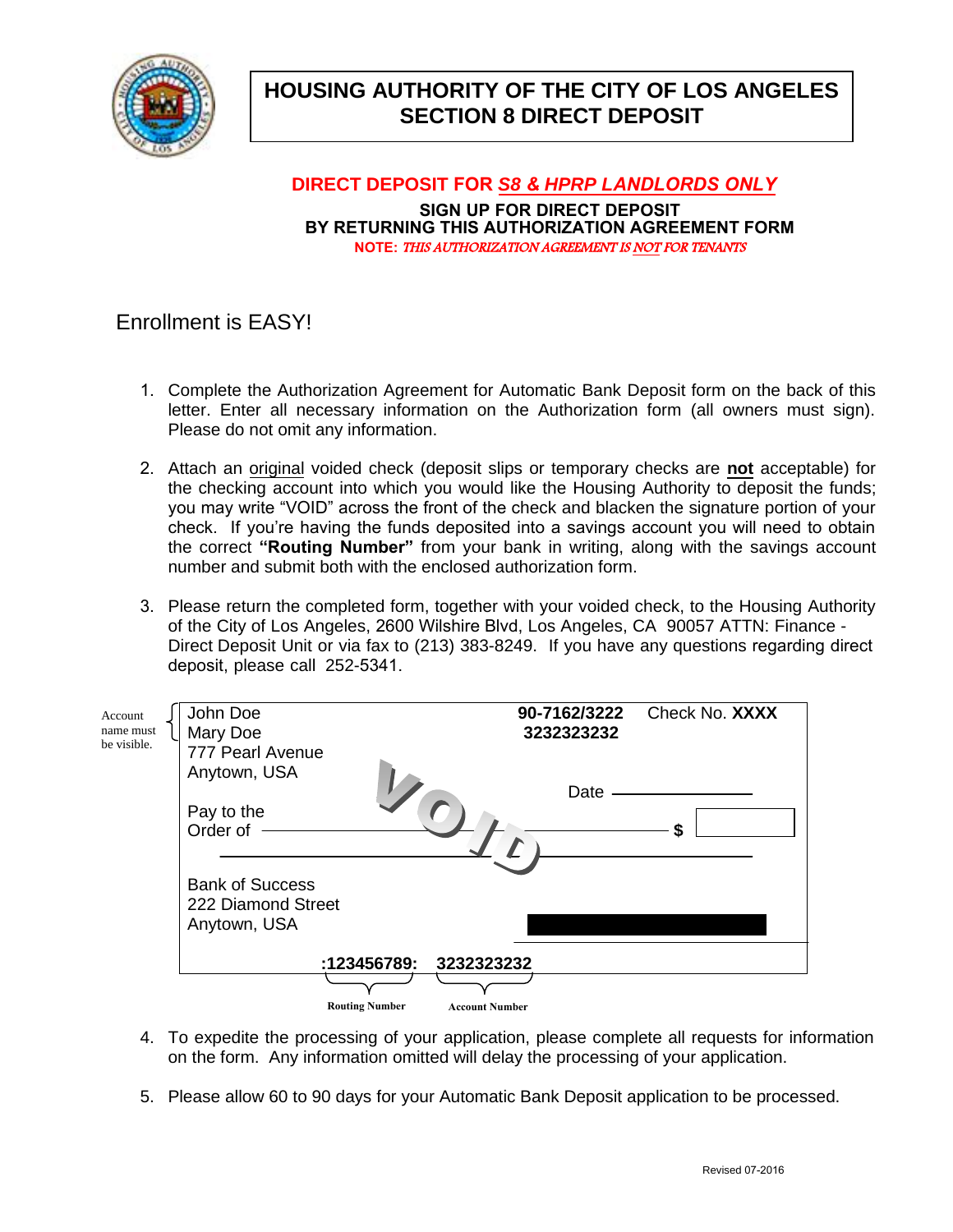# HOUSING AUTHORITY OF THE CITY OF LOS ANGELES
# SECTION 8 DIRECT DEPOSIT

**DIRECT DEPOSIT FOR *S8 & HPRP LANDLORDS ONLY***

**SIGN UP FOR DIRECT DEPOSIT**
**BY RETURNING THIS AUTHORIZATION AGREEMENT FORM**

**NOTE:** ***THIS AUTHORIZATION AGREEMENT IS NOT FOR TENANTS***

## Enrollment is EASY!

1. Complete the Authorization Agreement for Automatic Bank Deposit form on the back of this letter. Enter all necessary information on the Authorization form (all owners must sign). Please do not omit any information.

2. Attach an original voided check (deposit slips or temporary checks are **not** acceptable) for the checking account into which you would like the Housing Authority to deposit the funds; you may write "VOID" across the front of the check and blacken the signature portion of your check. If you're having the funds deposited into a savings account you will need to obtain the correct **"Routing Number"** from your bank in writing, along with the savings account number and submit both with the enclosed authorization form.

3. Please return the completed form, together with your voided check, to the Housing Authority of the City of Los Angeles, 2600 Wilshire Blvd, Los Angeles, CA 90057 ATTN: Finance - Direct Deposit Unit or via fax to (213) 383-8249. If you have any questions regarding direct deposit, please call 252-5341.

Account name must be visible.

John Doe
Mary Doe
777 Pearl Avenue
Anytown, USA

**90-7162/3222** Check No. **XXXX**
**3232323232**

VOID

Date

Pay to the Order of $

Bank of Success
222 Diamond Street
Anytown, USA

**:123456789: 3232323232**

Routing Number — Account Number

4. To expedite the processing of your application, please complete all requests for information on the form. Any information omitted will delay the processing of your application.

5. Please allow 60 to 90 days for your Automatic Bank Deposit application to be processed.

Revised 07-2016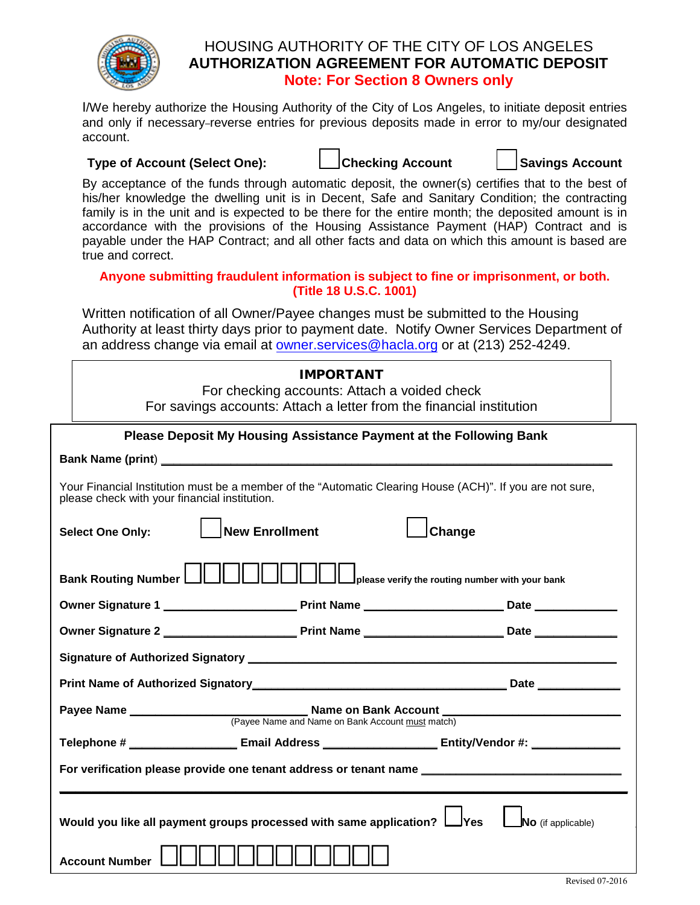# HOUSING AUTHORITY OF THE CITY OF LOS ANGELES

## AUTHORIZATION AGREEMENT FOR AUTOMATIC DEPOSIT

**Note: For Section 8 Owners only**

I/We hereby authorize the Housing Authority of the City of Los Angeles, to initiate deposit entries and only if necessary-reverse entries for previous deposits made in error to my/our designated account.

**Type of Account (Select One):** ☐ **Checking Account** ☐ **Savings Account**

By acceptance of the funds through automatic deposit, the owner(s) certifies that to the best of his/her knowledge the dwelling unit is in Decent, Safe and Sanitary Condition; the contracting family is in the unit and is expected to be there for the entire month; the deposited amount is in accordance with the provisions of the Housing Assistance Payment (HAP) Contract and is payable under the HAP Contract; and all other facts and data on which this amount is based are true and correct.

**Anyone submitting fraudulent information is subject to fine or imprisonment, or both. (Title 18 U.S.C. 1001)**

Written notification of all Owner/Payee changes must be submitted to the Housing Authority at least thirty days prior to payment date. Notify Owner Services Department of an address change via email at owner.services@hacla.org or at (213) 252-4249.

**IMPORTANT**

For checking accounts: Attach a voided check

For savings accounts: Attach a letter from the financial institution

**Please Deposit My Housing Assistance Payment at the Following Bank**

**Bank Name (print)** ____________________________________________

Your Financial Institution must be a member of the "Automatic Clearing House (ACH)". If you are not sure, please check with your financial institution.

**Select One Only:** ☐ **New Enrollment** ☐ **Change**

**Bank Routing Number** ☐☐☐☐☐☐☐☐☐ **please verify the routing number with your bank**

**Owner Signature 1** ____________________ **Print Name** ____________________ **Date** ____________

**Owner Signature 2** ____________________ **Print Name** ____________________ **Date** ____________

**Signature of Authorized Signatory** ____________________________________________

**Print Name of Authorized Signatory** ______________________________ **Date** ____________

**Payee Name** ______________________ **Name on Bank Account** ______________________

(Payee Name and Name on Bank Account must match)

**Telephone #** ______________ **Email Address** ______________ **Entity/Vendor #:** ____________

**For verification please provide one tenant address or tenant name** ______________________________

---

**Would you like all payment groups processed with same application?** ☐ **Yes** ☐ **No** (if applicable)

**Account Number** ☐☐☐☐☐☐☐☐☐☐☐☐

Revised 07-2016